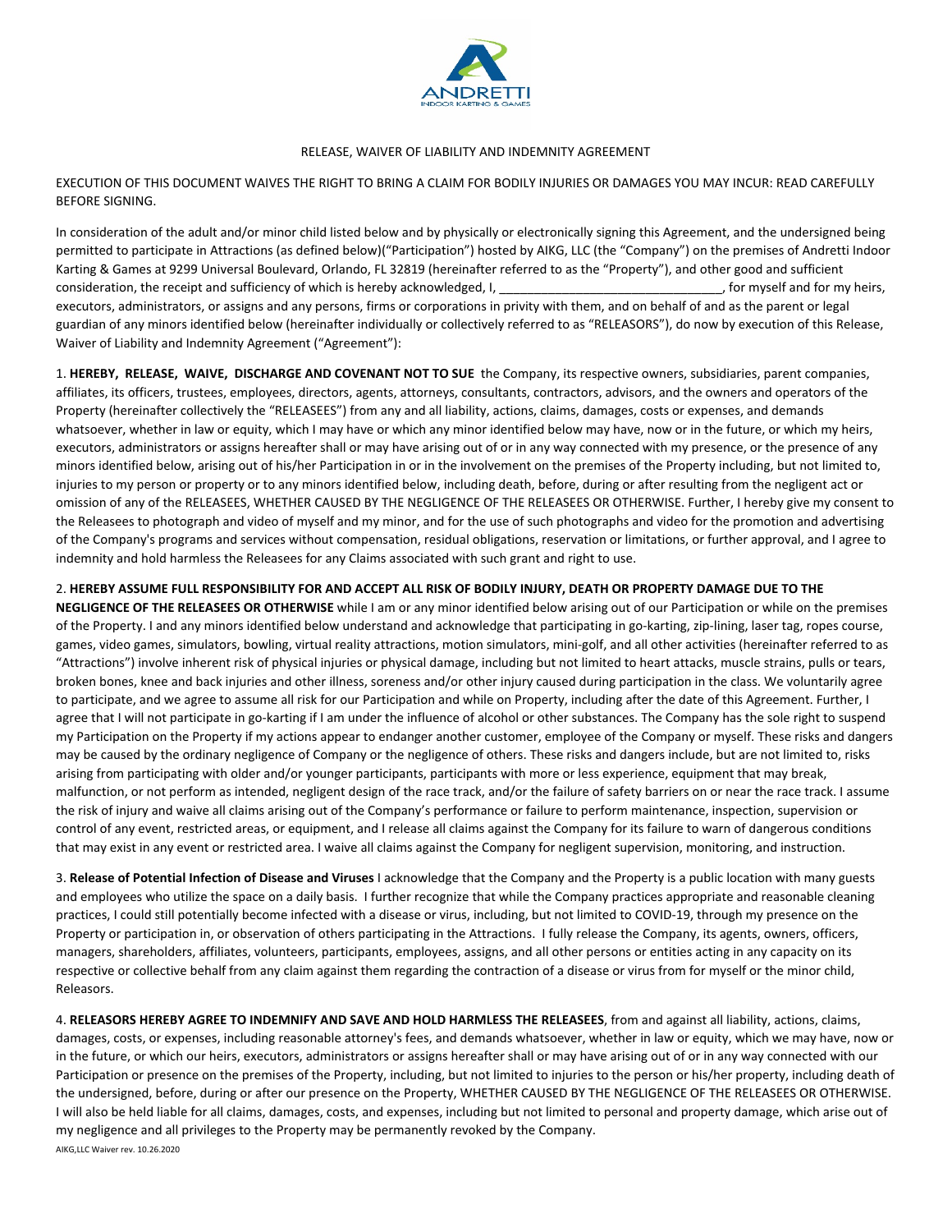RELEASE, WAIVER OF LIABILITY AND INDEMNITY AGREEMENT

EXECUTION OF THIS DOCUMENT WAIVES THE RIGHT TO BRING A CLAIM FOR BODILY INJURIES OR DAMAGES YOU MAY INCUR: READ CAREFULLY BEFORE SIGNING.

In consideration of the adult and/or minor child listed below and by physically or electronically signing this Agreement, and the undersigned being permitted to participate in Attractions (as defined below)("Participation") hosted by AIKG, LLC (the "Company") on the premises of Andretti Indoor Karting & Games at 9299 Universal Boulevard, Orlando, FL 32819 (hereinafter referred to as the "Property"), and other good and sufficient consideration, the receipt and sufficiency of which is hereby acknowledged, I, \_\_\_\_\_\_\_\_\_\_\_\_\_\_\_\_\_\_\_\_\_\_\_\_\_\_\_\_\_\_\_\_, for myself and for my heirs, executors, administrators, or assigns and any persons, firms or corporations in privity with them, and on behalf of and as the parent or legal guardian of any minors identified below (hereinafter individually or collectively referred to as "RELEASORS"), do now by execution of this Release, Waiver of Liability and Indemnity Agreement ("Agreement"):

1. **HEREBY, RELEASE, WAIVE, DISCHARGE AND COVENANT NOT TO SUE** the Company, its respective owners, subsidiaries, parent companies, affiliates, its officers, trustees, employees, directors, agents, attorneys, consultants, contractors, advisors, and the owners and operators of the Property (hereinafter collectively the "RELEASEES") from any and all liability, actions, claims, damages, costs or expenses, and demands whatsoever, whether in law or equity, which I may have or which any minor identified below may have, now or in the future, or which my heirs, executors, administrators or assigns hereafter shall or may have arising out of or in any way connected with my presence, or the presence of any minors identified below, arising out of his/her Participation in or in the involvement on the premises of the Property including, but not limited to, injuries to my person or property or to any minors identified below, including death, before, during or after resulting from the negligent act or omission of any of the RELEASEES, WHETHER CAUSED BY THE NEGLIGENCE OF THE RELEASEES OR OTHERWISE. Further, I hereby give my consent to the Releasees to photograph and video of myself and my minor, and for the use of such photographs and video for the promotion and advertising of the Company's programs and services without compensation, residual obligations, reservation or limitations, or further approval, and I agree to indemnity and hold harmless the Releasees for any Claims associated with such grant and right to use.

2. **HEREBY ASSUME FULL RESPONSIBILITY FOR AND ACCEPT ALL RISK OF BODILY INJURY, DEATH OR PROPERTY DAMAGE DUE TO THE NEGLIGENCE OF THE RELEASEES OR OTHERWISE** while I am or any minor identified below arising out of our Participation or while on the premises of the Property. I and any minors identified below understand and acknowledge that participating in go-karting, zip-lining, laser tag, ropes course, games, video games, simulators, bowling, virtual reality attractions, motion simulators, mini-golf, and all other activities (hereinafter referred to as "Attractions") involve inherent risk of physical injuries or physical damage, including but not limited to heart attacks, muscle strains, pulls or tears, broken bones, knee and back injuries and other illness, soreness and/or other injury caused during participation in the class. We voluntarily agree to participate, and we agree to assume all risk for our Participation and while on Property, including after the date of this Agreement. Further, I agree that I will not participate in go-karting if I am under the influence of alcohol or other substances. The Company has the sole right to suspend my Participation on the Property if my actions appear to endanger another customer, employee of the Company or myself. These risks and dangers may be caused by the ordinary negligence of Company or the negligence of others. These risks and dangers include, but are not limited to, risks arising from participating with older and/or younger participants, participants with more or less experience, equipment that may break, malfunction, or not perform as intended, negligent design of the race track, and/or the failure of safety barriers on or near the race track. I assume the risk of injury and waive all claims arising out of the Company's performance or failure to perform maintenance, inspection, supervision or control of any event, restricted areas, or equipment, and I release all claims against the Company for its failure to warn of dangerous conditions that may exist in any event or restricted area. I waive all claims against the Company for negligent supervision, monitoring, and instruction.

3. **Release of Potential Infection of Disease and Viruses** I acknowledge that the Company and the Property is a public location with many guests and employees who utilize the space on a daily basis. I further recognize that while the Company practices appropriate and reasonable cleaning practices, I could still potentially become infected with a disease or virus, including, but not limited to COVID-19, through my presence on the Property or participation in, or observation of others participating in the Attractions. I fully release the Company, its agents, owners, officers, managers, shareholders, affiliates, volunteers, participants, employees, assigns, and all other persons or entities acting in any capacity on its respective or collective behalf from any claim against them regarding the contraction of a disease or virus from for myself or the minor child, Releasors.

4. **RELEASORS HEREBY AGREE TO INDEMNIFY AND SAVE AND HOLD HARMLESS THE RELEASEES**, from and against all liability, actions, claims, damages, costs, or expenses, including reasonable attorney's fees, and demands whatsoever, whether in law or equity, which we may have, now or in the future, or which our heirs, executors, administrators or assigns hereafter shall or may have arising out of or in any way connected with our Participation or presence on the premises of the Property, including, but not limited to injuries to the person or his/her property, including death of the undersigned, before, during or after our presence on the Property, WHETHER CAUSED BY THE NEGLIGENCE OF THE RELEASEES OR OTHERWISE. I will also be held liable for all claims, damages, costs, and expenses, including but not limited to personal and property damage, which arise out of my negligence and all privileges to the Property may be permanently revoked by the Company.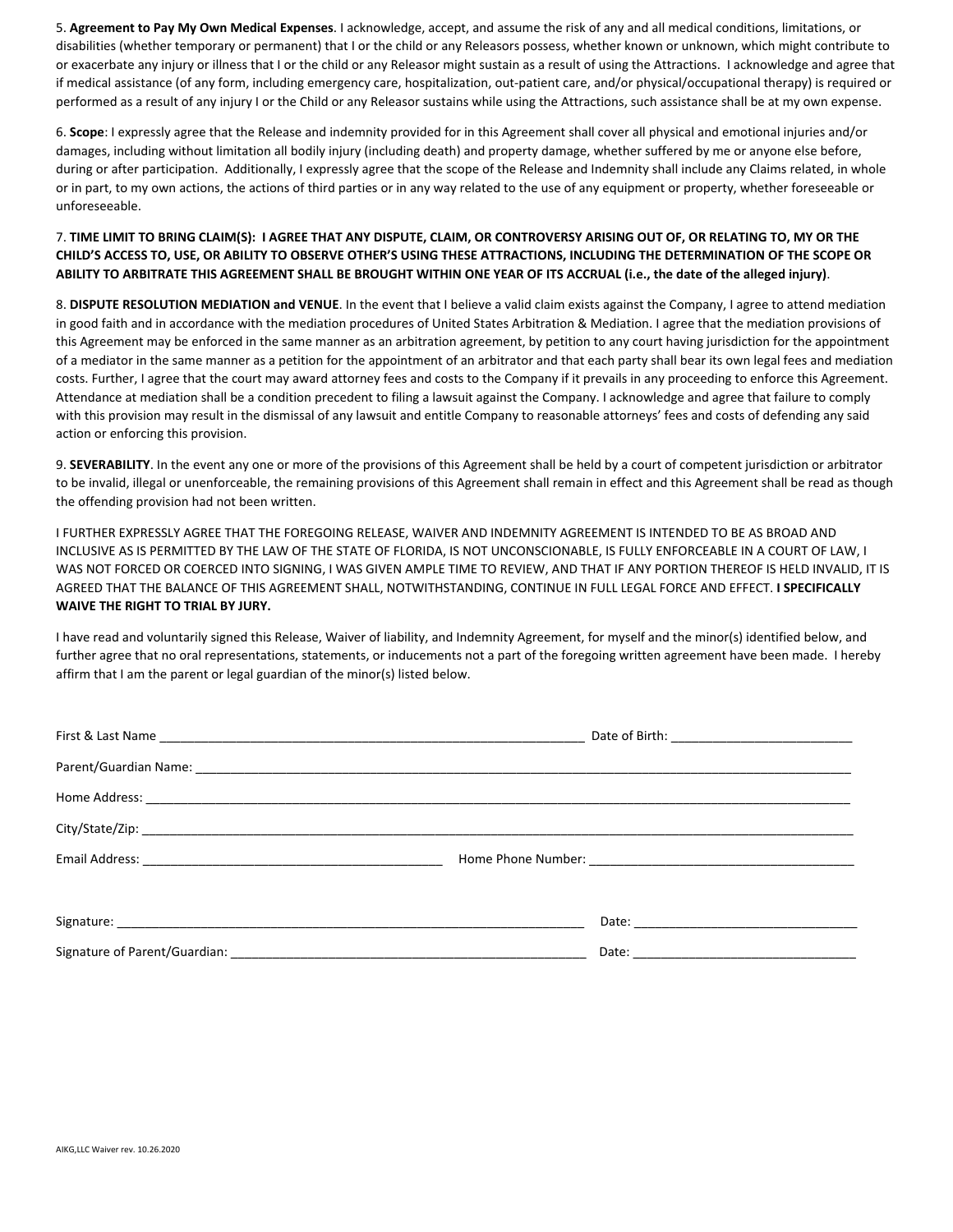5. **Agreement to Pay My Own Medical Expenses**. I acknowledge, accept, and assume the risk of any and all medical conditions, limitations, or disabilities (whether temporary or permanent) that I or the child or any Releasors possess, whether known or unknown, which might contribute to or exacerbate any injury or illness that I or the child or any Releasor might sustain as a result of using the Attractions. I acknowledge and agree that if medical assistance (of any form, including emergency care, hospitalization, out-patient care, and/or physical/occupational therapy) is required or performed as a result of any injury I or the Child or any Releasor sustains while using the Attractions, such assistance shall be at my own expense.

6. **Scope**: I expressly agree that the Release and indemnity provided for in this Agreement shall cover all physical and emotional injuries and/or damages, including without limitation all bodily injury (including death) and property damage, whether suffered by me or anyone else before, during or after participation. Additionally, I expressly agree that the scope of the Release and Indemnity shall include any Claims related, in whole or in part, to my own actions, the actions of third parties or in any way related to the use of any equipment or property, whether foreseeable or unforeseeable.

7. **TIME LIMIT TO BRING CLAIM(S): I AGREE THAT ANY DISPUTE, CLAIM, OR CONTROVERSY ARISING OUT OF, OR RELATING TO, MY OR THE CHILD'S ACCESS TO, USE, OR ABILITY TO OBSERVE OTHER'S USING THESE ATTRACTIONS, INCLUDING THE DETERMINATION OF THE SCOPE OR ABILITY TO ARBITRATE THIS AGREEMENT SHALL BE BROUGHT WITHIN ONE YEAR OF ITS ACCRUAL (i.e., the date of the alleged injury)**.

8. **DISPUTE RESOLUTION MEDIATION and VENUE**. In the event that I believe a valid claim exists against the Company, I agree to attend mediation in good faith and in accordance with the mediation procedures of United States Arbitration & Mediation. I agree that the mediation provisions of this Agreement may be enforced in the same manner as an arbitration agreement, by petition to any court having jurisdiction for the appointment of a mediator in the same manner as a petition for the appointment of an arbitrator and that each party shall bear its own legal fees and mediation costs. Further, I agree that the court may award attorney fees and costs to the Company if it prevails in any proceeding to enforce this Agreement. Attendance at mediation shall be a condition precedent to filing a lawsuit against the Company. I acknowledge and agree that failure to comply with this provision may result in the dismissal of any lawsuit and entitle Company to reasonable attorneys' fees and costs of defending any said action or enforcing this provision.

9. **SEVERABILITY**. In the event any one or more of the provisions of this Agreement shall be held by a court of competent jurisdiction or arbitrator to be invalid, illegal or unenforceable, the remaining provisions of this Agreement shall remain in effect and this Agreement shall be read as though the offending provision had not been written.

I FURTHER EXPRESSLY AGREE THAT THE FOREGOING RELEASE, WAIVER AND INDEMNITY AGREEMENT IS INTENDED TO BE AS BROAD AND INCLUSIVE AS IS PERMITTED BY THE LAW OF THE STATE OF FLORIDA, IS NOT UNCONSCIONABLE, IS FULLY ENFORCEABLE IN A COURT OF LAW, I WAS NOT FORCED OR COERCED INTO SIGNING, I WAS GIVEN AMPLE TIME TO REVIEW, AND THAT IF ANY PORTION THEREOF IS HELD INVALID, IT IS AGREED THAT THE BALANCE OF THIS AGREEMENT SHALL, NOTWITHSTANDING, CONTINUE IN FULL LEGAL FORCE AND EFFECT. **I SPECIFICALLY WAIVE THE RIGHT TO TRIAL BY JURY.**

I have read and voluntarily signed this Release, Waiver of liability, and Indemnity Agreement, for myself and the minor(s) identified below, and further agree that no oral representations, statements, or inducements not a part of the foregoing written agreement have been made. I hereby affirm that I am the parent or legal guardian of the minor(s) listed below.

First & Last Name ____________________________ Date of Birth: ____________________

Parent/Guardian Name: ____________________________________________

Home Address: ____________________________________________

City/State/Zip: ____________________________________________

Email Address: ______________________ Home Phone Number: ______________________

Signature: ____________________________ Date: ____________________

Signature of Parent/Guardian: ____________________________ Date: ____________________

AIKG,LLC Waiver rev. 10.26.2020